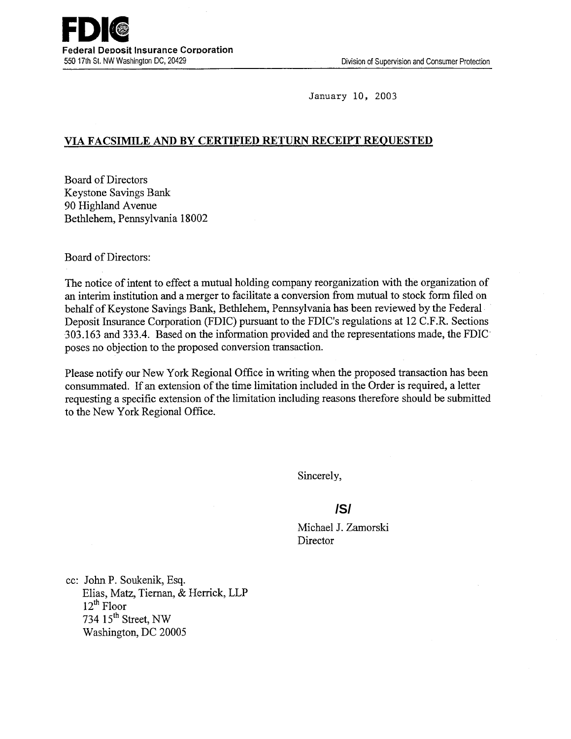**FDIC**
**Federal Deposit Insurance Corporation**
550 17th St. NW Washington DC, 20429

Division of Supervision and Consumer Protection

January 10, 2003

**VIA FACSIMILE AND BY CERTIFIED RETURN RECEIPT REQUESTED**

Board of Directors
Keystone Savings Bank
90 Highland Avenue
Bethlehem, Pennsylvania 18002

Board of Directors:

The notice of intent to effect a mutual holding company reorganization with the organization of an interim institution and a merger to facilitate a conversion from mutual to stock form filed on behalf of Keystone Savings Bank, Bethlehem, Pennsylvania has been reviewed by the Federal Deposit Insurance Corporation (FDIC) pursuant to the FDIC's regulations at 12 C.F.R. Sections 303.163 and 333.4. Based on the information provided and the representations made, the FDIC poses no objection to the proposed conversion transaction.

Please notify our New York Regional Office in writing when the proposed transaction has been consummated. If an extension of the time limitation included in the Order is required, a letter requesting a specific extension of the limitation including reasons therefore should be submitted to the New York Regional Office.

Sincerely,

/S/

Michael J. Zamorski
Director

cc: John P. Soukenik, Esq.
Elias, Matz, Tiernan, & Herrick, LLP
12th Floor
734 15th Street, NW
Washington, DC 20005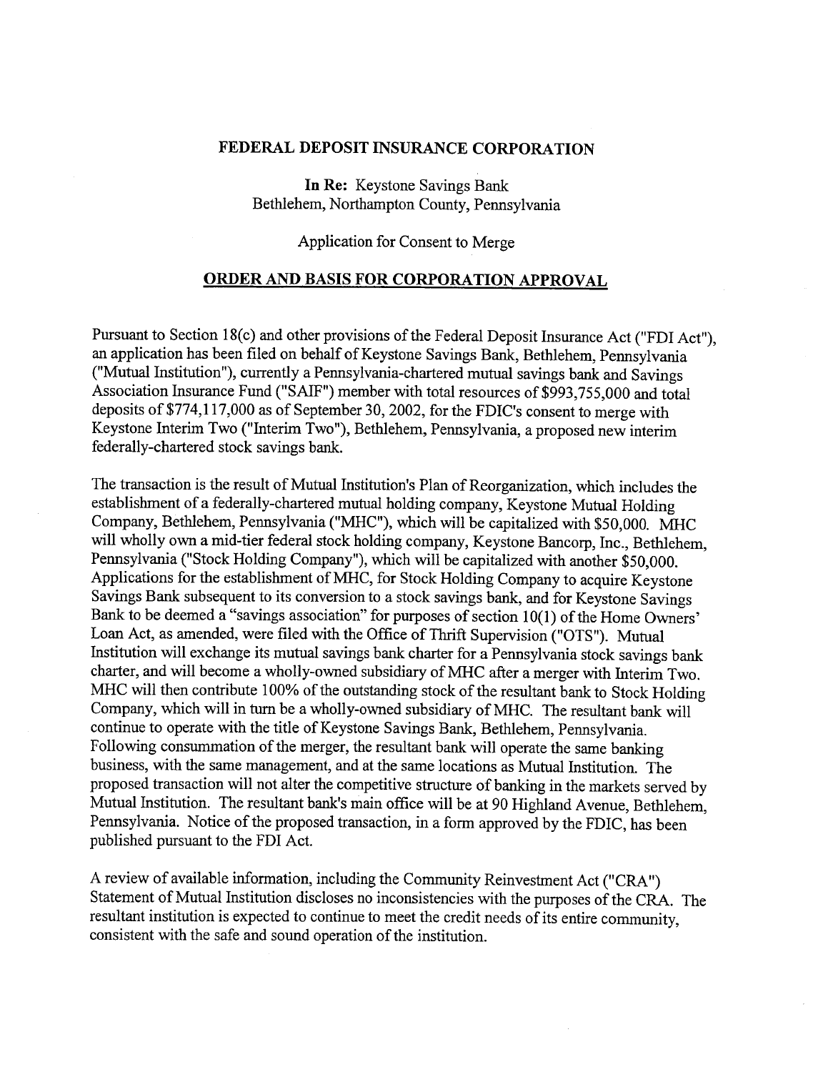**FEDERAL DEPOSIT INSURANCE CORPORATION**

**In Re:** Keystone Savings Bank
Bethlehem, Northampton County, Pennsylvania

Application for Consent to Merge

## ORDER AND BASIS FOR CORPORATION APPROVAL

Pursuant to Section 18(c) and other provisions of the Federal Deposit Insurance Act ("FDI Act"), an application has been filed on behalf of Keystone Savings Bank, Bethlehem, Pennsylvania ("Mutual Institution"), currently a Pennsylvania-chartered mutual savings bank and Savings Association Insurance Fund ("SAIF") member with total resources of $993,755,000 and total deposits of $774,117,000 as of September 30, 2002, for the FDIC's consent to merge with Keystone Interim Two ("Interim Two"), Bethlehem, Pennsylvania, a proposed new interim federally-chartered stock savings bank.

The transaction is the result of Mutual Institution's Plan of Reorganization, which includes the establishment of a federally-chartered mutual holding company, Keystone Mutual Holding Company, Bethlehem, Pennsylvania ("MHC"), which will be capitalized with $50,000. MHC will wholly own a mid-tier federal stock holding company, Keystone Bancorp, Inc., Bethlehem, Pennsylvania ("Stock Holding Company"), which will be capitalized with another $50,000. Applications for the establishment of MHC, for Stock Holding Company to acquire Keystone Savings Bank subsequent to its conversion to a stock savings bank, and for Keystone Savings Bank to be deemed a "savings association" for purposes of section 10(l) of the Home Owners' Loan Act, as amended, were filed with the Office of Thrift Supervision ("OTS"). Mutual Institution will exchange its mutual savings bank charter for a Pennsylvania stock savings bank charter, and will become a wholly-owned subsidiary of MHC after a merger with Interim Two. MHC will then contribute 100% of the outstanding stock of the resultant bank to Stock Holding Company, which will in turn be a wholly-owned subsidiary of MHC. The resultant bank will continue to operate with the title of Keystone Savings Bank, Bethlehem, Pennsylvania. Following consummation of the merger, the resultant bank will operate the same banking business, with the same management, and at the same locations as Mutual Institution. The proposed transaction will not alter the competitive structure of banking in the markets served by Mutual Institution. The resultant bank's main office will be at 90 Highland Avenue, Bethlehem, Pennsylvania. Notice of the proposed transaction, in a form approved by the FDIC, has been published pursuant to the FDI Act.

A review of available information, including the Community Reinvestment Act ("CRA") Statement of Mutual Institution discloses no inconsistencies with the purposes of the CRA. The resultant institution is expected to continue to meet the credit needs of its entire community, consistent with the safe and sound operation of the institution.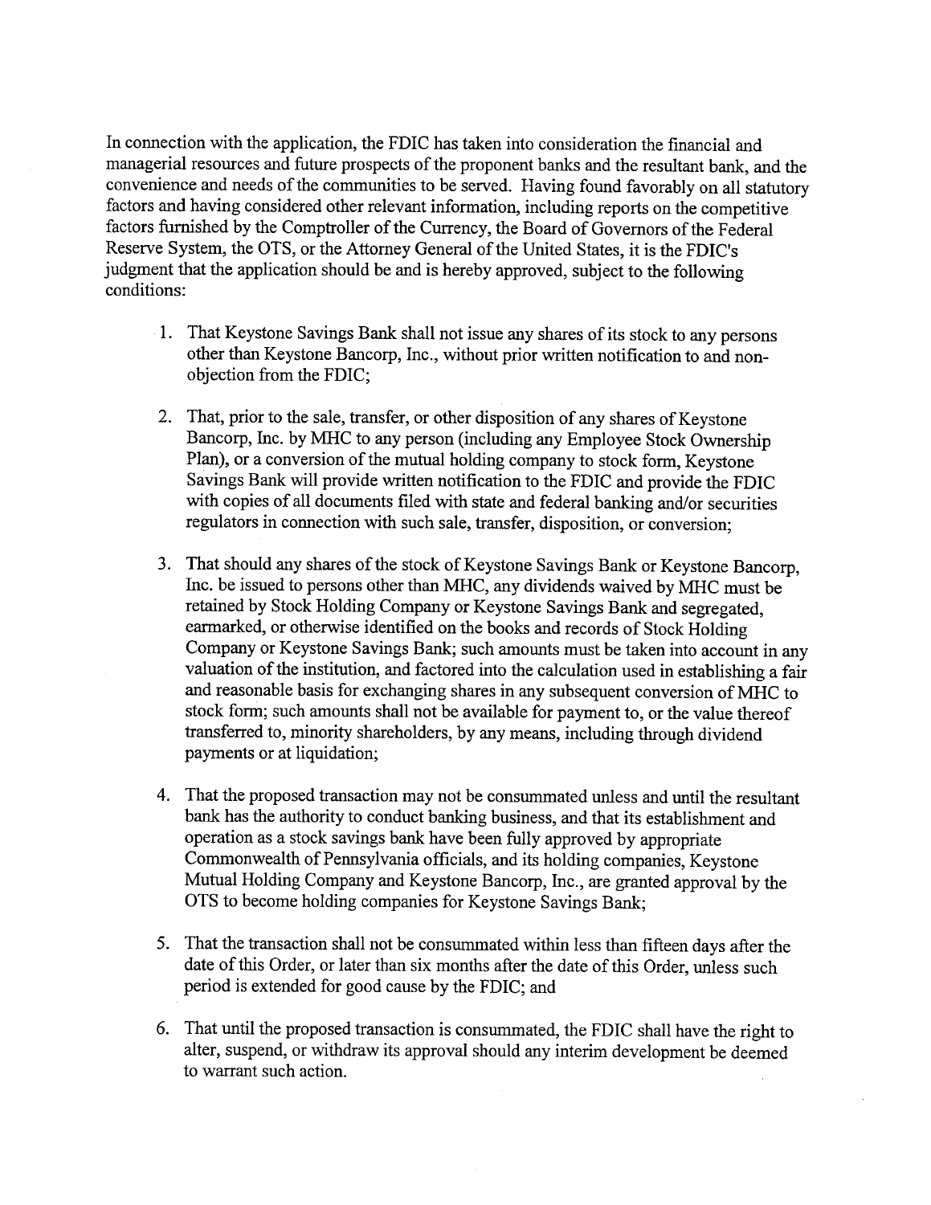In connection with the application, the FDIC has taken into consideration the financial and managerial resources and future prospects of the proponent banks and the resultant bank, and the convenience and needs of the communities to be served. Having found favorably on all statutory factors and having considered other relevant information, including reports on the competitive factors furnished by the Comptroller of the Currency, the Board of Governors of the Federal Reserve System, the OTS, or the Attorney General of the United States, it is the FDIC's judgment that the application should be and is hereby approved, subject to the following conditions:

1. That Keystone Savings Bank shall not issue any shares of its stock to any persons other than Keystone Bancorp, Inc., without prior written notification to and non-objection from the FDIC;

2. That, prior to the sale, transfer, or other disposition of any shares of Keystone Bancorp, Inc. by MHC to any person (including any Employee Stock Ownership Plan), or a conversion of the mutual holding company to stock form, Keystone Savings Bank will provide written notification to the FDIC and provide the FDIC with copies of all documents filed with state and federal banking and/or securities regulators in connection with such sale, transfer, disposition, or conversion;

3. That should any shares of the stock of Keystone Savings Bank or Keystone Bancorp, Inc. be issued to persons other than MHC, any dividends waived by MHC must be retained by Stock Holding Company or Keystone Savings Bank and segregated, earmarked, or otherwise identified on the books and records of Stock Holding Company or Keystone Savings Bank; such amounts must be taken into account in any valuation of the institution, and factored into the calculation used in establishing a fair and reasonable basis for exchanging shares in any subsequent conversion of MHC to stock form; such amounts shall not be available for payment to, or the value thereof transferred to, minority shareholders, by any means, including through dividend payments or at liquidation;

4. That the proposed transaction may not be consummated unless and until the resultant bank has the authority to conduct banking business, and that its establishment and operation as a stock savings bank have been fully approved by appropriate Commonwealth of Pennsylvania officials, and its holding companies, Keystone Mutual Holding Company and Keystone Bancorp, Inc., are granted approval by the OTS to become holding companies for Keystone Savings Bank;

5. That the transaction shall not be consummated within less than fifteen days after the date of this Order, or later than six months after the date of this Order, unless such period is extended for good cause by the FDIC; and

6. That until the proposed transaction is consummated, the FDIC shall have the right to alter, suspend, or withdraw its approval should any interim development be deemed to warrant such action.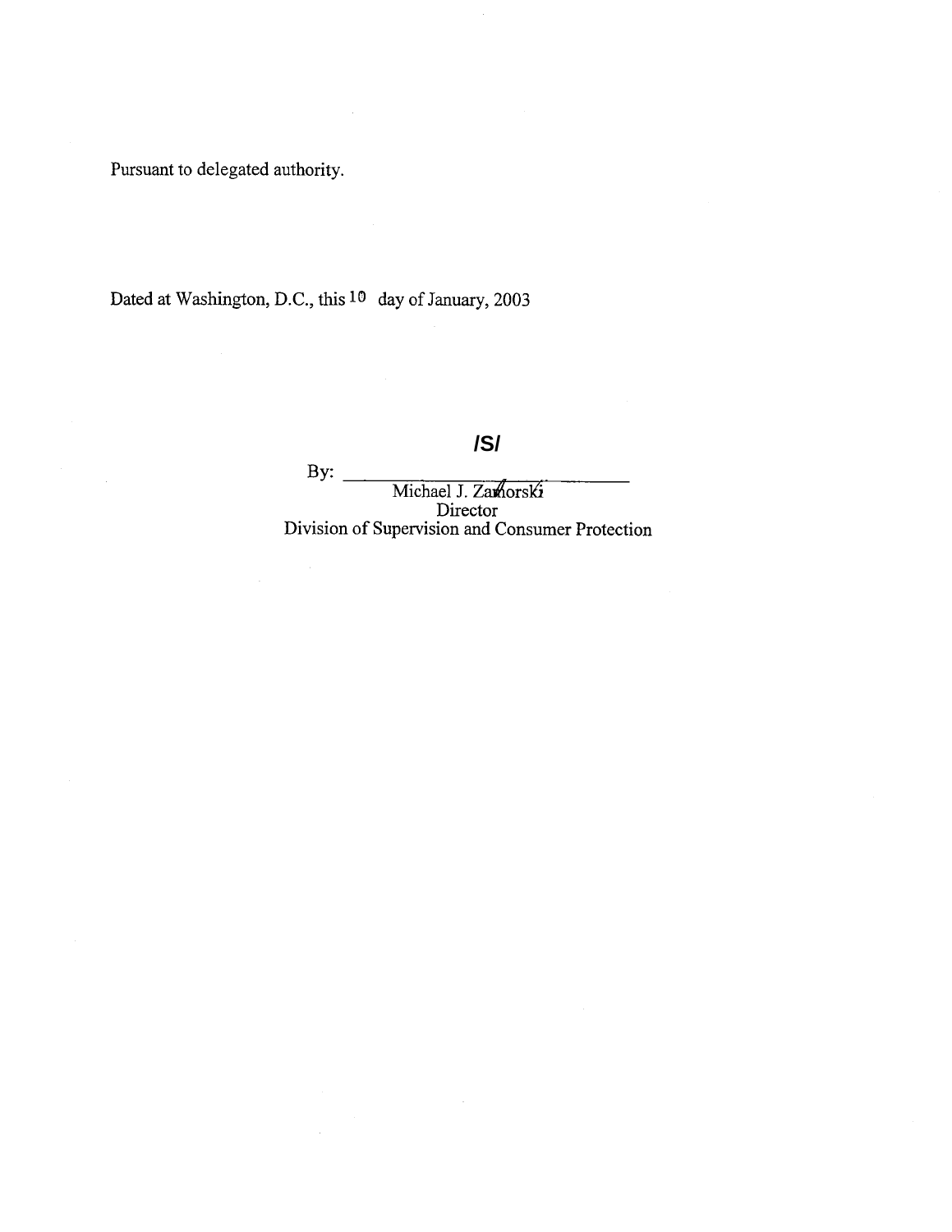Pursuant to delegated authority.

Dated at Washington, D.C., this 10 day of January, 2003

/S/

By: ______________________________

Michael J. Zamorski
Director
Division of Supervision and Consumer Protection